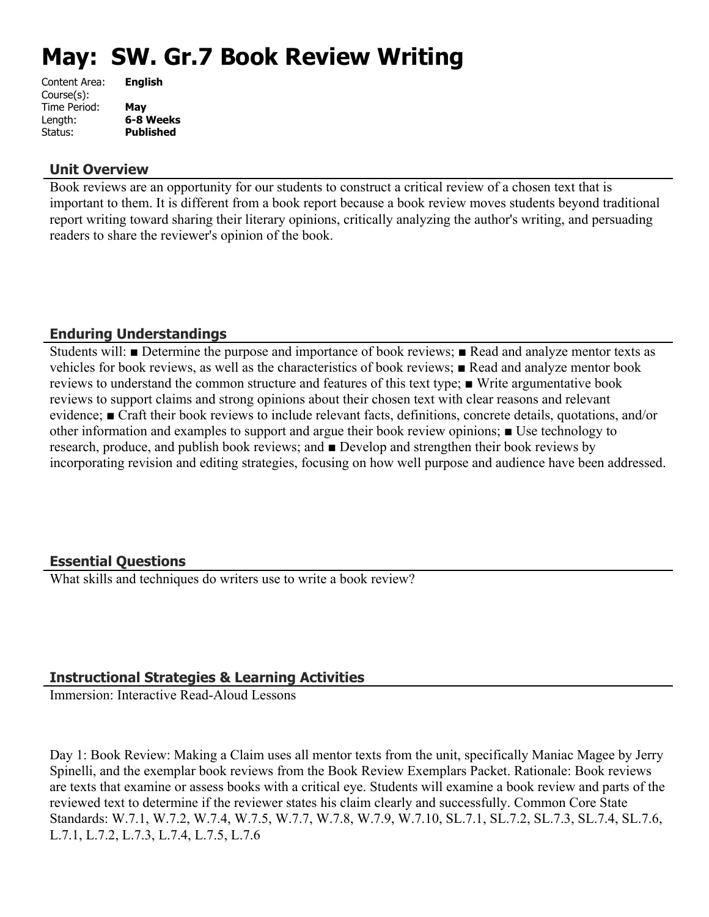# May: SW. Gr.7 Book Review Writing

| | |
|---|---|
| Content Area: | **English** |
| Course(s): | |
| Time Period: | **May** |
| Length: | **6-8 Weeks** |
| Status: | **Published** |

## Unit Overview

Book reviews are an opportunity for our students to construct a critical review of a chosen text that is important to them. It is different from a book report because a book review moves students beyond traditional report writing toward sharing their literary opinions, critically analyzing the author's writing, and persuading readers to share the reviewer's opinion of the book.

## Enduring Understandings

Students will: ■ Determine the purpose and importance of book reviews; ■ Read and analyze mentor texts as vehicles for book reviews, as well as the characteristics of book reviews; ■ Read and analyze mentor book reviews to understand the common structure and features of this text type; ■ Write argumentative book reviews to support claims and strong opinions about their chosen text with clear reasons and relevant evidence; ■ Craft their book reviews to include relevant facts, definitions, concrete details, quotations, and/or other information and examples to support and argue their book review opinions; ■ Use technology to research, produce, and publish book reviews; and ■ Develop and strengthen their book reviews by incorporating revision and editing strategies, focusing on how well purpose and audience have been addressed.

## Essential Questions

What skills and techniques do writers use to write a book review?

## Instructional Strategies & Learning Activities

Immersion: Interactive Read-Aloud Lessons

Day 1: Book Review: Making a Claim uses all mentor texts from the unit, specifically Maniac Magee by Jerry Spinelli, and the exemplar book reviews from the Book Review Exemplars Packet. Rationale: Book reviews are texts that examine or assess books with a critical eye. Students will examine a book review and parts of the reviewed text to determine if the reviewer states his claim clearly and successfully. Common Core State Standards: W.7.1, W.7.2, W.7.4, W.7.5, W.7.7, W.7.8, W.7.9, W.7.10, SL.7.1, SL.7.2, SL.7.3, SL.7.4, SL.7.6, L.7.1, L.7.2, L.7.3, L.7.4, L.7.5, L.7.6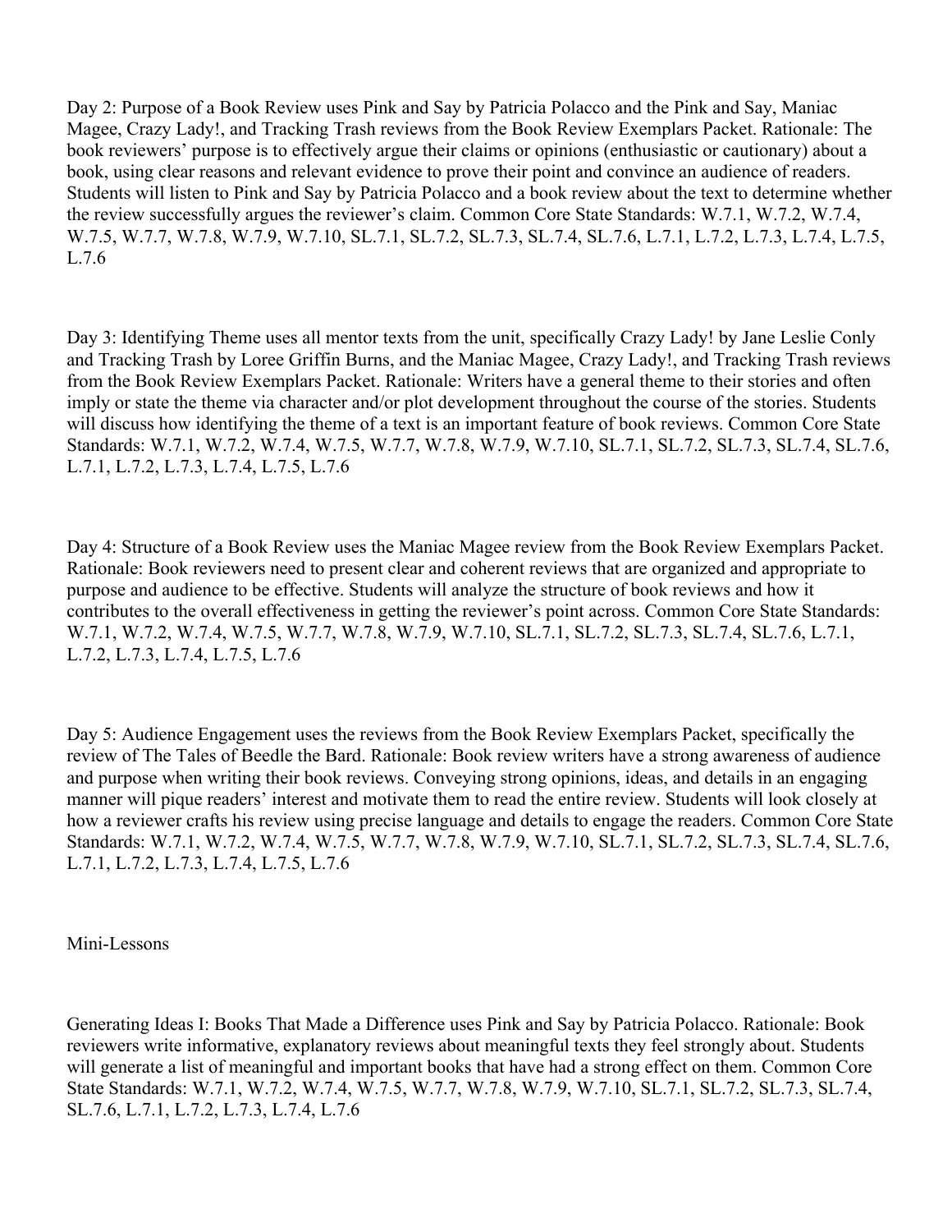Day 2: Purpose of a Book Review uses Pink and Say by Patricia Polacco and the Pink and Say, Maniac Magee, Crazy Lady!, and Tracking Trash reviews from the Book Review Exemplars Packet. Rationale: The book reviewers' purpose is to effectively argue their claims or opinions (enthusiastic or cautionary) about a book, using clear reasons and relevant evidence to prove their point and convince an audience of readers. Students will listen to Pink and Say by Patricia Polacco and a book review about the text to determine whether the review successfully argues the reviewer's claim. Common Core State Standards: W.7.1, W.7.2, W.7.4, W.7.5, W.7.7, W.7.8, W.7.9, W.7.10, SL.7.1, SL.7.2, SL.7.3, SL.7.4, SL.7.6, L.7.1, L.7.2, L.7.3, L.7.4, L.7.5, L.7.6

Day 3: Identifying Theme uses all mentor texts from the unit, specifically Crazy Lady! by Jane Leslie Conly and Tracking Trash by Loree Griffin Burns, and the Maniac Magee, Crazy Lady!, and Tracking Trash reviews from the Book Review Exemplars Packet. Rationale: Writers have a general theme to their stories and often imply or state the theme via character and/or plot development throughout the course of the stories. Students will discuss how identifying the theme of a text is an important feature of book reviews. Common Core State Standards: W.7.1, W.7.2, W.7.4, W.7.5, W.7.7, W.7.8, W.7.9, W.7.10, SL.7.1, SL.7.2, SL.7.3, SL.7.4, SL.7.6, L.7.1, L.7.2, L.7.3, L.7.4, L.7.5, L.7.6

Day 4: Structure of a Book Review uses the Maniac Magee review from the Book Review Exemplars Packet. Rationale: Book reviewers need to present clear and coherent reviews that are organized and appropriate to purpose and audience to be effective. Students will analyze the structure of book reviews and how it contributes to the overall effectiveness in getting the reviewer's point across. Common Core State Standards: W.7.1, W.7.2, W.7.4, W.7.5, W.7.7, W.7.8, W.7.9, W.7.10, SL.7.1, SL.7.2, SL.7.3, SL.7.4, SL.7.6, L.7.1, L.7.2, L.7.3, L.7.4, L.7.5, L.7.6

Day 5: Audience Engagement uses the reviews from the Book Review Exemplars Packet, specifically the review of The Tales of Beedle the Bard. Rationale: Book review writers have a strong awareness of audience and purpose when writing their book reviews. Conveying strong opinions, ideas, and details in an engaging manner will pique readers' interest and motivate them to read the entire review. Students will look closely at how a reviewer crafts his review using precise language and details to engage the readers. Common Core State Standards: W.7.1, W.7.2, W.7.4, W.7.5, W.7.7, W.7.8, W.7.9, W.7.10, SL.7.1, SL.7.2, SL.7.3, SL.7.4, SL.7.6, L.7.1, L.7.2, L.7.3, L.7.4, L.7.5, L.7.6

Mini-Lessons

Generating Ideas I: Books That Made a Difference uses Pink and Say by Patricia Polacco. Rationale: Book reviewers write informative, explanatory reviews about meaningful texts they feel strongly about. Students will generate a list of meaningful and important books that have had a strong effect on them. Common Core State Standards: W.7.1, W.7.2, W.7.4, W.7.5, W.7.7, W.7.8, W.7.9, W.7.10, SL.7.1, SL.7.2, SL.7.3, SL.7.4, SL.7.6, L.7.1, L.7.2, L.7.3, L.7.4, L.7.6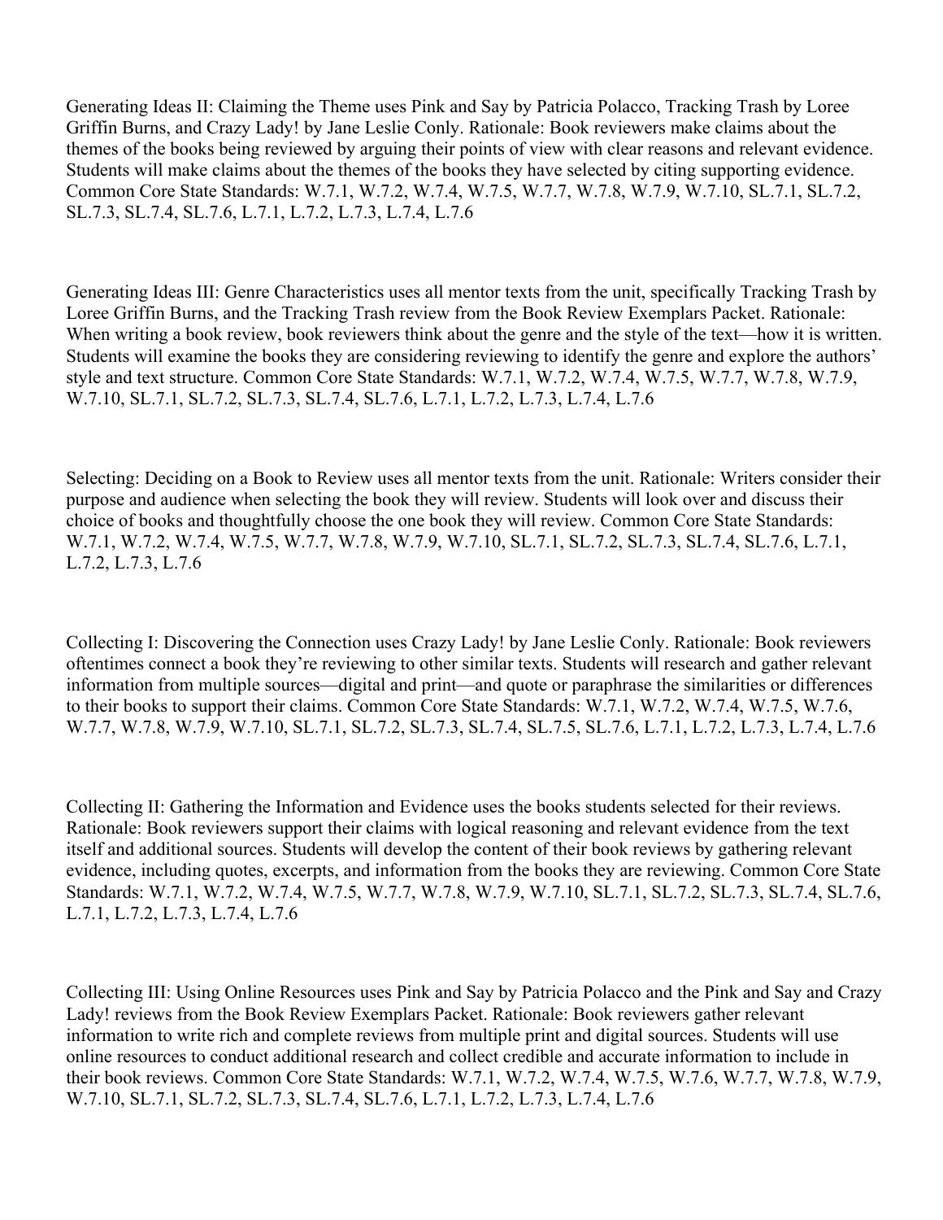Generating Ideas II: Claiming the Theme uses Pink and Say by Patricia Polacco, Tracking Trash by Loree Griffin Burns, and Crazy Lady! by Jane Leslie Conly. Rationale: Book reviewers make claims about the themes of the books being reviewed by arguing their points of view with clear reasons and relevant evidence. Students will make claims about the themes of the books they have selected by citing supporting evidence. Common Core State Standards: W.7.1, W.7.2, W.7.4, W.7.5, W.7.7, W.7.8, W.7.9, W.7.10, SL.7.1, SL.7.2, SL.7.3, SL.7.4, SL.7.6, L.7.1, L.7.2, L.7.3, L.7.4, L.7.6

Generating Ideas III: Genre Characteristics uses all mentor texts from the unit, specifically Tracking Trash by Loree Griffin Burns, and the Tracking Trash review from the Book Review Exemplars Packet. Rationale: When writing a book review, book reviewers think about the genre and the style of the text—how it is written. Students will examine the books they are considering reviewing to identify the genre and explore the authors' style and text structure. Common Core State Standards: W.7.1, W.7.2, W.7.4, W.7.5, W.7.7, W.7.8, W.7.9, W.7.10, SL.7.1, SL.7.2, SL.7.3, SL.7.4, SL.7.6, L.7.1, L.7.2, L.7.3, L.7.4, L.7.6

Selecting: Deciding on a Book to Review uses all mentor texts from the unit. Rationale: Writers consider their purpose and audience when selecting the book they will review. Students will look over and discuss their choice of books and thoughtfully choose the one book they will review. Common Core State Standards: W.7.1, W.7.2, W.7.4, W.7.5, W.7.7, W.7.8, W.7.9, W.7.10, SL.7.1, SL.7.2, SL.7.3, SL.7.4, SL.7.6, L.7.1, L.7.2, L.7.3, L.7.6

Collecting I: Discovering the Connection uses Crazy Lady! by Jane Leslie Conly. Rationale: Book reviewers oftentimes connect a book they're reviewing to other similar texts. Students will research and gather relevant information from multiple sources—digital and print—and quote or paraphrase the similarities or differences to their books to support their claims. Common Core State Standards: W.7.1, W.7.2, W.7.4, W.7.5, W.7.6, W.7.7, W.7.8, W.7.9, W.7.10, SL.7.1, SL.7.2, SL.7.3, SL.7.4, SL.7.5, SL.7.6, L.7.1, L.7.2, L.7.3, L.7.4, L.7.6

Collecting II: Gathering the Information and Evidence uses the books students selected for their reviews. Rationale: Book reviewers support their claims with logical reasoning and relevant evidence from the text itself and additional sources. Students will develop the content of their book reviews by gathering relevant evidence, including quotes, excerpts, and information from the books they are reviewing. Common Core State Standards: W.7.1, W.7.2, W.7.4, W.7.5, W.7.7, W.7.8, W.7.9, W.7.10, SL.7.1, SL.7.2, SL.7.3, SL.7.4, SL.7.6, L.7.1, L.7.2, L.7.3, L.7.4, L.7.6

Collecting III: Using Online Resources uses Pink and Say by Patricia Polacco and the Pink and Say and Crazy Lady! reviews from the Book Review Exemplars Packet. Rationale: Book reviewers gather relevant information to write rich and complete reviews from multiple print and digital sources. Students will use online resources to conduct additional research and collect credible and accurate information to include in their book reviews. Common Core State Standards: W.7.1, W.7.2, W.7.4, W.7.5, W.7.6, W.7.7, W.7.8, W.7.9, W.7.10, SL.7.1, SL.7.2, SL.7.3, SL.7.4, SL.7.6, L.7.1, L.7.2, L.7.3, L.7.4, L.7.6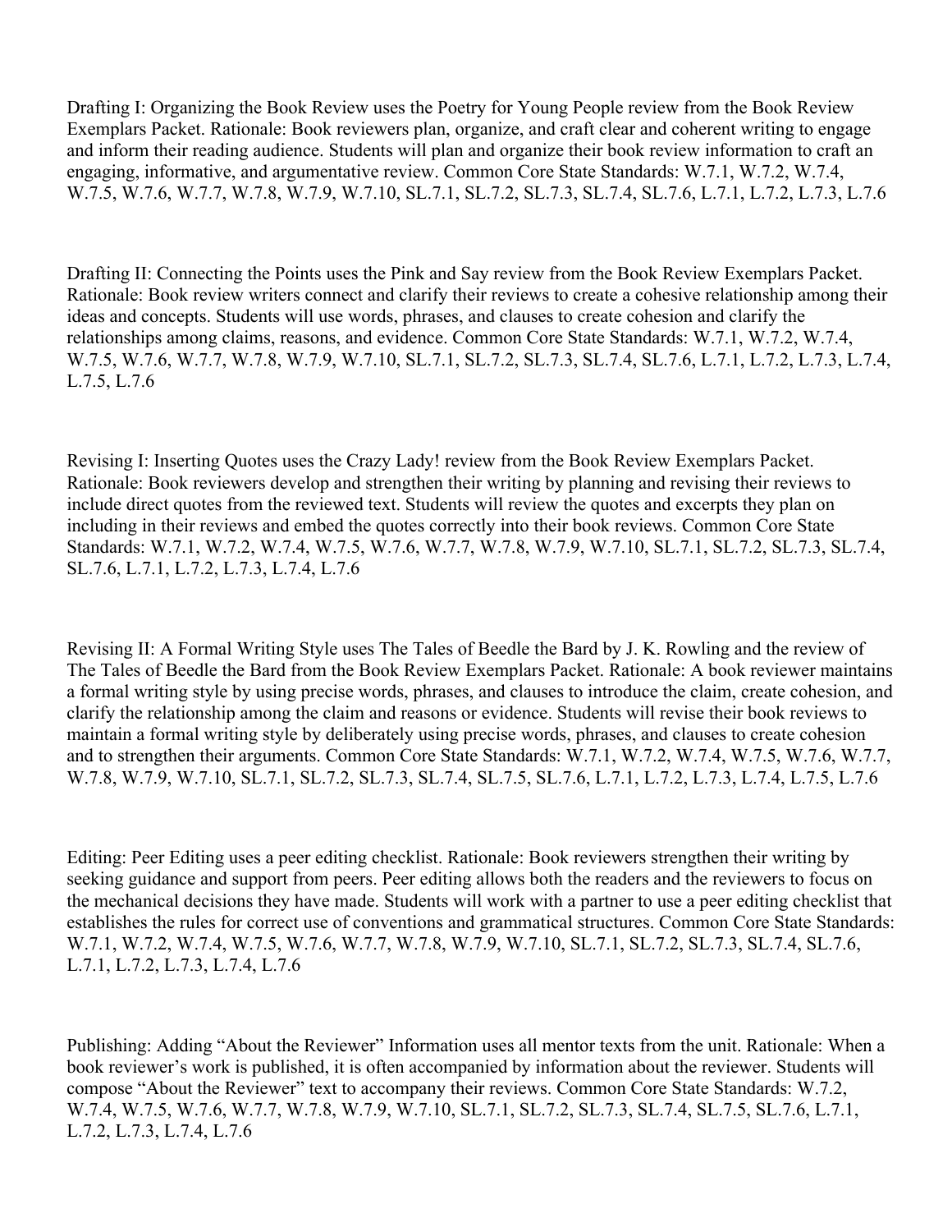Drafting I: Organizing the Book Review uses the Poetry for Young People review from the Book Review Exemplars Packet. Rationale: Book reviewers plan, organize, and craft clear and coherent writing to engage and inform their reading audience. Students will plan and organize their book review information to craft an engaging, informative, and argumentative review. Common Core State Standards: W.7.1, W.7.2, W.7.4, W.7.5, W.7.6, W.7.7, W.7.8, W.7.9, W.7.10, SL.7.1, SL.7.2, SL.7.3, SL.7.4, SL.7.6, L.7.1, L.7.2, L.7.3, L.7.6

Drafting II: Connecting the Points uses the Pink and Say review from the Book Review Exemplars Packet. Rationale: Book review writers connect and clarify their reviews to create a cohesive relationship among their ideas and concepts. Students will use words, phrases, and clauses to create cohesion and clarify the relationships among claims, reasons, and evidence. Common Core State Standards: W.7.1, W.7.2, W.7.4, W.7.5, W.7.6, W.7.7, W.7.8, W.7.9, W.7.10, SL.7.1, SL.7.2, SL.7.3, SL.7.4, SL.7.6, L.7.1, L.7.2, L.7.3, L.7.4, L.7.5, L.7.6

Revising I: Inserting Quotes uses the Crazy Lady! review from the Book Review Exemplars Packet. Rationale: Book reviewers develop and strengthen their writing by planning and revising their reviews to include direct quotes from the reviewed text. Students will review the quotes and excerpts they plan on including in their reviews and embed the quotes correctly into their book reviews. Common Core State Standards: W.7.1, W.7.2, W.7.4, W.7.5, W.7.6, W.7.7, W.7.8, W.7.9, W.7.10, SL.7.1, SL.7.2, SL.7.3, SL.7.4, SL.7.6, L.7.1, L.7.2, L.7.3, L.7.4, L.7.6

Revising II: A Formal Writing Style uses The Tales of Beedle the Bard by J. K. Rowling and the review of The Tales of Beedle the Bard from the Book Review Exemplars Packet. Rationale: A book reviewer maintains a formal writing style by using precise words, phrases, and clauses to introduce the claim, create cohesion, and clarify the relationship among the claim and reasons or evidence. Students will revise their book reviews to maintain a formal writing style by deliberately using precise words, phrases, and clauses to create cohesion and to strengthen their arguments. Common Core State Standards: W.7.1, W.7.2, W.7.4, W.7.5, W.7.6, W.7.7, W.7.8, W.7.9, W.7.10, SL.7.1, SL.7.2, SL.7.3, SL.7.4, SL.7.5, SL.7.6, L.7.1, L.7.2, L.7.3, L.7.4, L.7.5, L.7.6

Editing: Peer Editing uses a peer editing checklist. Rationale: Book reviewers strengthen their writing by seeking guidance and support from peers. Peer editing allows both the readers and the reviewers to focus on the mechanical decisions they have made. Students will work with a partner to use a peer editing checklist that establishes the rules for correct use of conventions and grammatical structures. Common Core State Standards: W.7.1, W.7.2, W.7.4, W.7.5, W.7.6, W.7.7, W.7.8, W.7.9, W.7.10, SL.7.1, SL.7.2, SL.7.3, SL.7.4, SL.7.6, L.7.1, L.7.2, L.7.3, L.7.4, L.7.6

Publishing: Adding "About the Reviewer" Information uses all mentor texts from the unit. Rationale: When a book reviewer's work is published, it is often accompanied by information about the reviewer. Students will compose "About the Reviewer" text to accompany their reviews. Common Core State Standards: W.7.2, W.7.4, W.7.5, W.7.6, W.7.7, W.7.8, W.7.9, W.7.10, SL.7.1, SL.7.2, SL.7.3, SL.7.4, SL.7.5, SL.7.6, L.7.1, L.7.2, L.7.3, L.7.4, L.7.6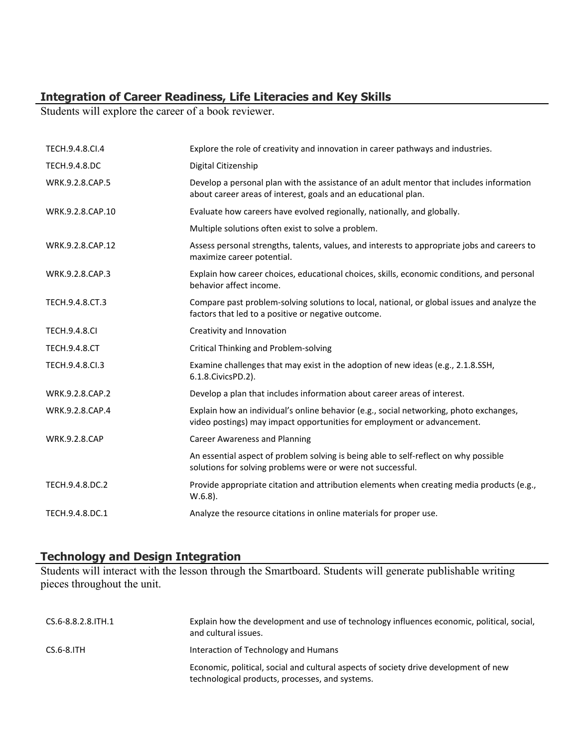## Integration of Career Readiness, Life Literacies and Key Skills

Students will explore the career of a book reviewer.

| | |
|---|---|
| TECH.9.4.8.CI.4 | Explore the role of creativity and innovation in career pathways and industries. |
| TECH.9.4.8.DC | Digital Citizenship |
| WRK.9.2.8.CAP.5 | Develop a personal plan with the assistance of an adult mentor that includes information about career areas of interest, goals and an educational plan. |
| WRK.9.2.8.CAP.10 | Evaluate how careers have evolved regionally, nationally, and globally. |
| | Multiple solutions often exist to solve a problem. |
| WRK.9.2.8.CAP.12 | Assess personal strengths, talents, values, and interests to appropriate jobs and careers to maximize career potential. |
| WRK.9.2.8.CAP.3 | Explain how career choices, educational choices, skills, economic conditions, and personal behavior affect income. |
| TECH.9.4.8.CT.3 | Compare past problem-solving solutions to local, national, or global issues and analyze the factors that led to a positive or negative outcome. |
| TECH.9.4.8.CI | Creativity and Innovation |
| TECH.9.4.8.CT | Critical Thinking and Problem-solving |
| TECH.9.4.8.CI.3 | Examine challenges that may exist in the adoption of new ideas (e.g., 2.1.8.SSH, 6.1.8.CivicsPD.2). |
| WRK.9.2.8.CAP.2 | Develop a plan that includes information about career areas of interest. |
| WRK.9.2.8.CAP.4 | Explain how an individual's online behavior (e.g., social networking, photo exchanges, video postings) may impact opportunities for employment or advancement. |
| WRK.9.2.8.CAP | Career Awareness and Planning |
| | An essential aspect of problem solving is being able to self-reflect on why possible solutions for solving problems were or were not successful. |
| TECH.9.4.8.DC.2 | Provide appropriate citation and attribution elements when creating media products (e.g., W.6.8). |
| TECH.9.4.8.DC.1 | Analyze the resource citations in online materials for proper use. |

## Technology and Design Integration

Students will interact with the lesson through the Smartboard. Students will generate publishable writing pieces throughout the unit.

| | |
|---|---|
| CS.6-8.8.2.8.ITH.1 | Explain how the development and use of technology influences economic, political, social, and cultural issues. |
| CS.6-8.ITH | Interaction of Technology and Humans |
| | Economic, political, social and cultural aspects of society drive development of new technological products, processes, and systems. |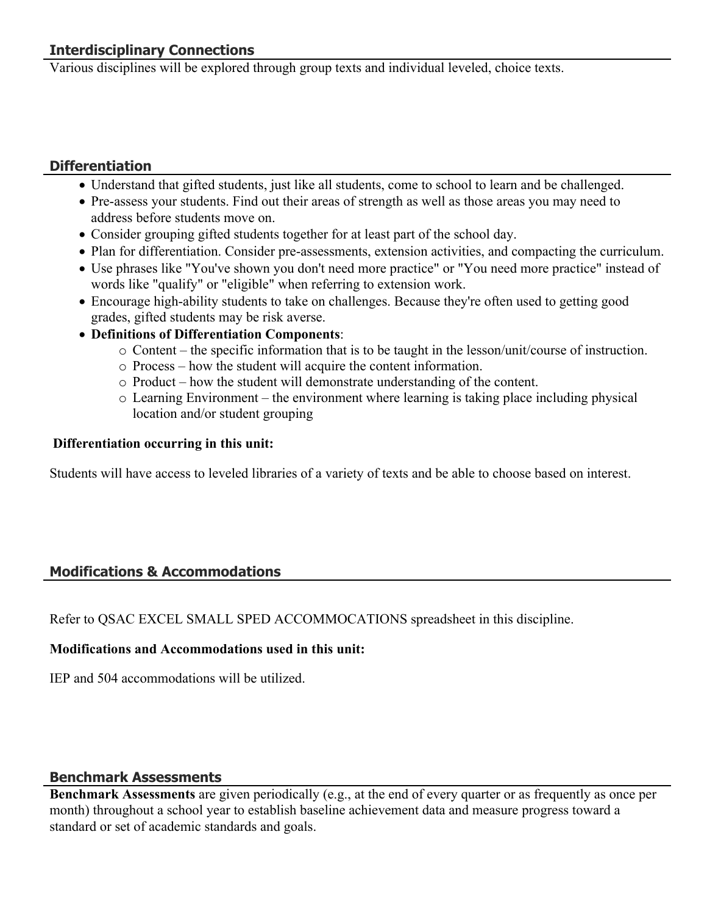## Interdisciplinary Connections

Various disciplines will be explored through group texts and individual leveled, choice texts.

## Differentiation

- Understand that gifted students, just like all students, come to school to learn and be challenged.
- Pre-assess your students. Find out their areas of strength as well as those areas you may need to address before students move on.
- Consider grouping gifted students together for at least part of the school day.
- Plan for differentiation. Consider pre-assessments, extension activities, and compacting the curriculum.
- Use phrases like "You've shown you don't need more practice" or "You need more practice" instead of words like "qualify" or "eligible" when referring to extension work.
- Encourage high-ability students to take on challenges. Because they're often used to getting good grades, gifted students may be risk averse.
- **Definitions of Differentiation Components**:
    - Content – the specific information that is to be taught in the lesson/unit/course of instruction.
    - Process – how the student will acquire the content information.
    - Product – how the student will demonstrate understanding of the content.
    - Learning Environment – the environment where learning is taking place including physical location and/or student grouping

**Differentiation occurring in this unit:**

Students will have access to leveled libraries of a variety of texts and be able to choose based on interest.

## Modifications & Accommodations

Refer to QSAC EXCEL SMALL SPED ACCOMMOCATIONS spreadsheet in this discipline.

**Modifications and Accommodations used in this unit:**

IEP and 504 accommodations will be utilized.

## Benchmark Assessments

**Benchmark Assessments** are given periodically (e.g., at the end of every quarter or as frequently as once per month) throughout a school year to establish baseline achievement data and measure progress toward a standard or set of academic standards and goals.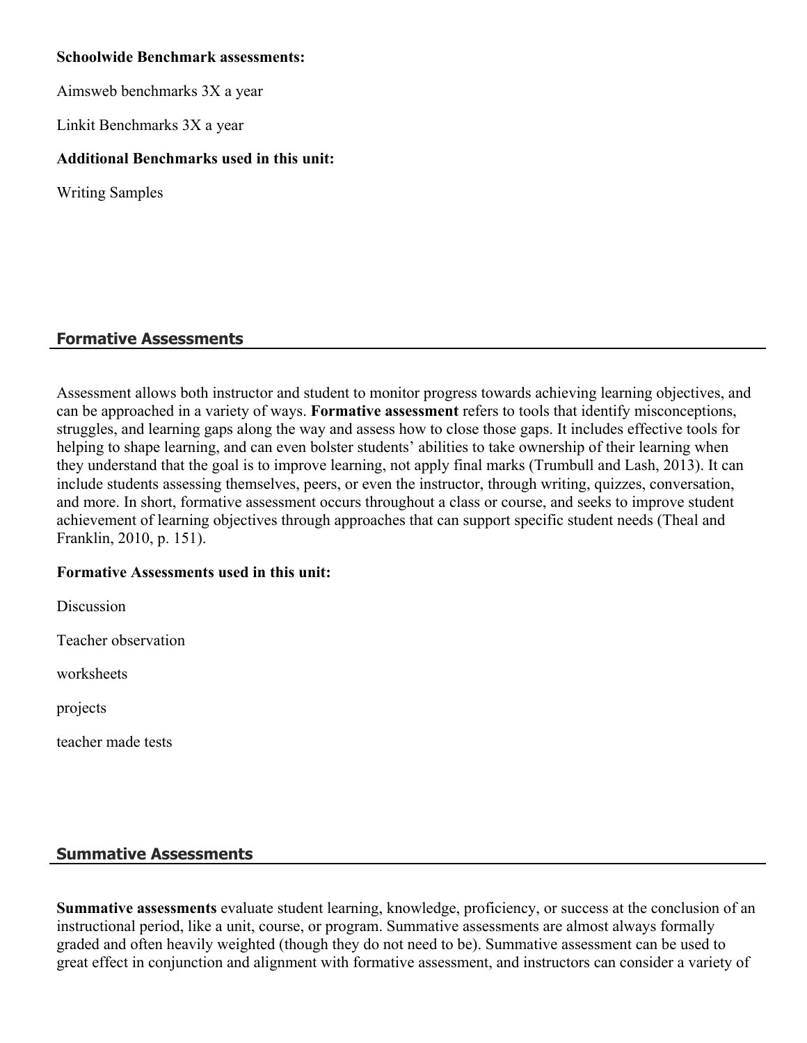**Schoolwide Benchmark assessments:**

Aimsweb benchmarks 3X a year

Linkit Benchmarks 3X a year

**Additional Benchmarks used in this unit:**

Writing Samples

## Formative Assessments

Assessment allows both instructor and student to monitor progress towards achieving learning objectives, and can be approached in a variety of ways. **Formative assessment** refers to tools that identify misconceptions, struggles, and learning gaps along the way and assess how to close those gaps. It includes effective tools for helping to shape learning, and can even bolster students' abilities to take ownership of their learning when they understand that the goal is to improve learning, not apply final marks (Trumbull and Lash, 2013). It can include students assessing themselves, peers, or even the instructor, through writing, quizzes, conversation, and more. In short, formative assessment occurs throughout a class or course, and seeks to improve student achievement of learning objectives through approaches that can support specific student needs (Theal and Franklin, 2010, p. 151).

**Formative Assessments used in this unit:**

Discussion

Teacher observation

worksheets

projects

teacher made tests

## Summative Assessments

**Summative assessments** evaluate student learning, knowledge, proficiency, or success at the conclusion of an instructional period, like a unit, course, or program. Summative assessments are almost always formally graded and often heavily weighted (though they do not need to be). Summative assessment can be used to great effect in conjunction and alignment with formative assessment, and instructors can consider a variety of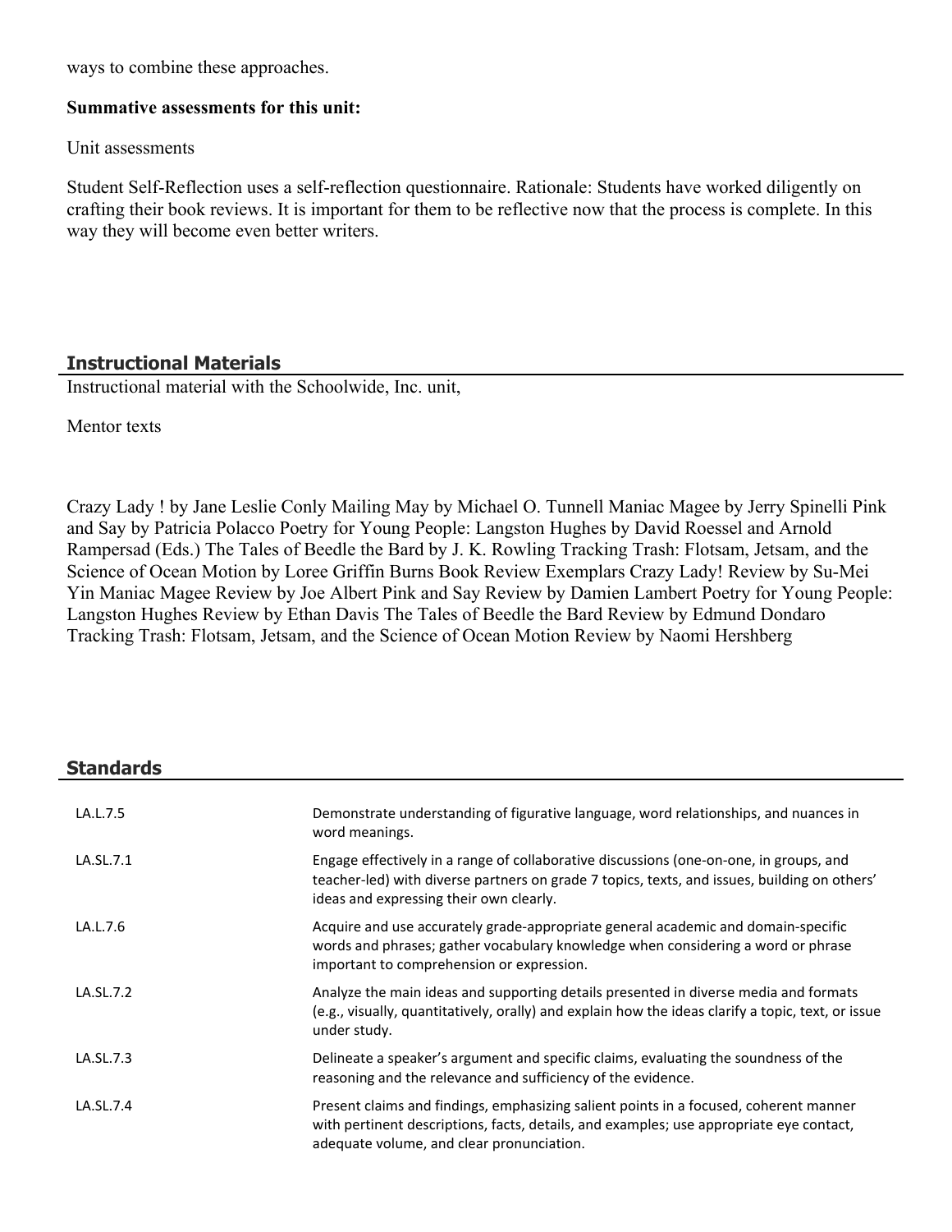ways to combine these approaches.

**Summative assessments for this unit:**

Unit assessments

Student Self-Reflection uses a self-reflection questionnaire. Rationale: Students have worked diligently on crafting their book reviews. It is important for them to be reflective now that the process is complete. In this way they will become even better writers.

## Instructional Materials

Instructional material with the Schoolwide, Inc. unit,

Mentor texts

Crazy Lady ! by Jane Leslie Conly Mailing May by Michael O. Tunnell Maniac Magee by Jerry Spinelli Pink and Say by Patricia Polacco Poetry for Young People: Langston Hughes by David Roessel and Arnold Rampersad (Eds.) The Tales of Beedle the Bard by J. K. Rowling Tracking Trash: Flotsam, Jetsam, and the Science of Ocean Motion by Loree Griffin Burns Book Review Exemplars Crazy Lady! Review by Su-Mei Yin Maniac Magee Review by Joe Albert Pink and Say Review by Damien Lambert Poetry for Young People: Langston Hughes Review by Ethan Davis The Tales of Beedle the Bard Review by Edmund Dondaro Tracking Trash: Flotsam, Jetsam, and the Science of Ocean Motion Review by Naomi Hershberg

## Standards

| | |
|---|---|
| LA.L.7.5 | Demonstrate understanding of figurative language, word relationships, and nuances in word meanings. |
| LA.SL.7.1 | Engage effectively in a range of collaborative discussions (one-on-one, in groups, and teacher-led) with diverse partners on grade 7 topics, texts, and issues, building on others' ideas and expressing their own clearly. |
| LA.L.7.6 | Acquire and use accurately grade-appropriate general academic and domain-specific words and phrases; gather vocabulary knowledge when considering a word or phrase important to comprehension or expression. |
| LA.SL.7.2 | Analyze the main ideas and supporting details presented in diverse media and formats (e.g., visually, quantitatively, orally) and explain how the ideas clarify a topic, text, or issue under study. |
| LA.SL.7.3 | Delineate a speaker's argument and specific claims, evaluating the soundness of the reasoning and the relevance and sufficiency of the evidence. |
| LA.SL.7.4 | Present claims and findings, emphasizing salient points in a focused, coherent manner with pertinent descriptions, facts, details, and examples; use appropriate eye contact, adequate volume, and clear pronunciation. |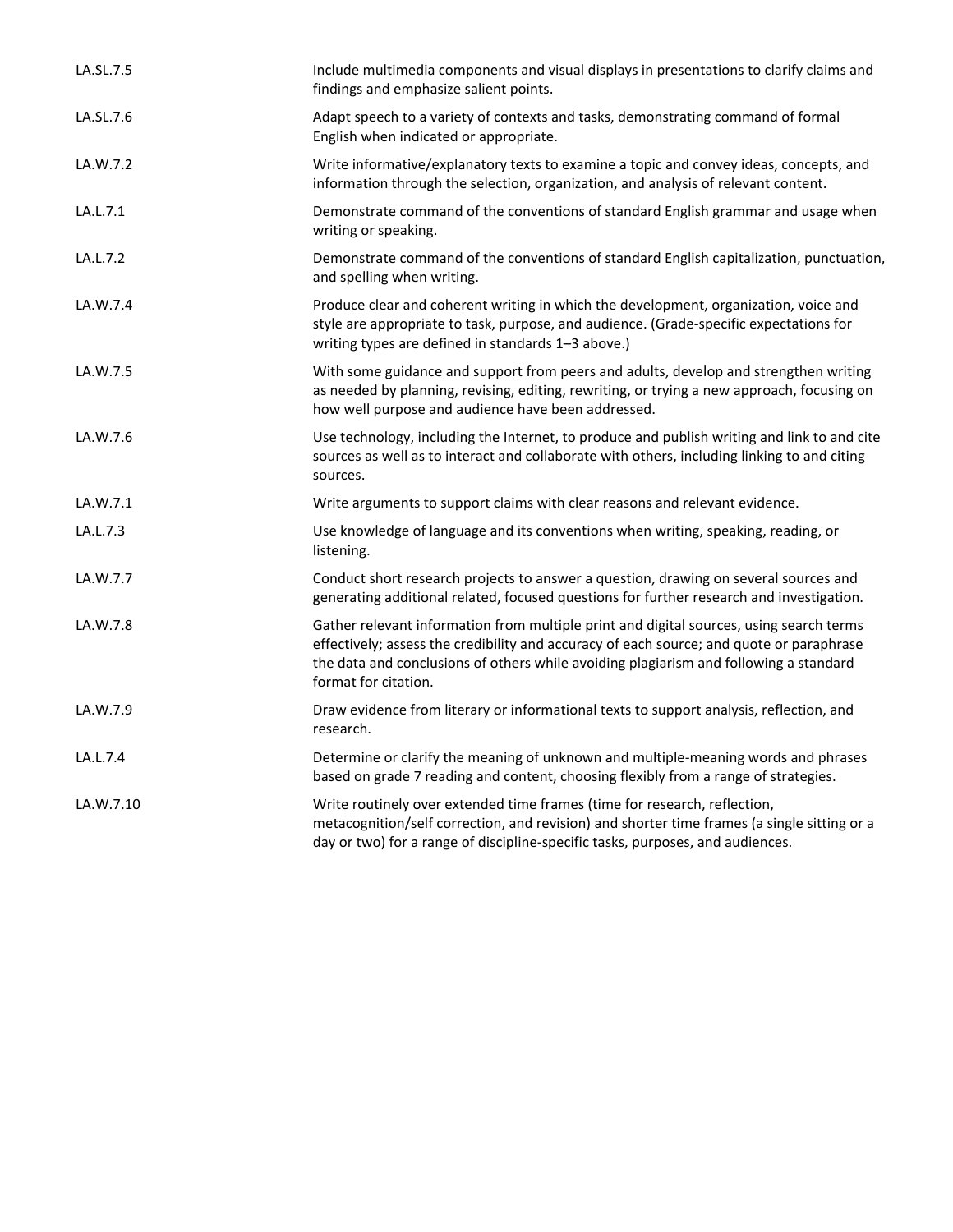| | |
|---|---|
| LA.SL.7.5 | Include multimedia components and visual displays in presentations to clarify claims and findings and emphasize salient points. |
| LA.SL.7.6 | Adapt speech to a variety of contexts and tasks, demonstrating command of formal English when indicated or appropriate. |
| LA.W.7.2 | Write informative/explanatory texts to examine a topic and convey ideas, concepts, and information through the selection, organization, and analysis of relevant content. |
| LA.L.7.1 | Demonstrate command of the conventions of standard English grammar and usage when writing or speaking. |
| LA.L.7.2 | Demonstrate command of the conventions of standard English capitalization, punctuation, and spelling when writing. |
| LA.W.7.4 | Produce clear and coherent writing in which the development, organization, voice and style are appropriate to task, purpose, and audience. (Grade-specific expectations for writing types are defined in standards 1–3 above.) |
| LA.W.7.5 | With some guidance and support from peers and adults, develop and strengthen writing as needed by planning, revising, editing, rewriting, or trying a new approach, focusing on how well purpose and audience have been addressed. |
| LA.W.7.6 | Use technology, including the Internet, to produce and publish writing and link to and cite sources as well as to interact and collaborate with others, including linking to and citing sources. |
| LA.W.7.1 | Write arguments to support claims with clear reasons and relevant evidence. |
| LA.L.7.3 | Use knowledge of language and its conventions when writing, speaking, reading, or listening. |
| LA.W.7.7 | Conduct short research projects to answer a question, drawing on several sources and generating additional related, focused questions for further research and investigation. |
| LA.W.7.8 | Gather relevant information from multiple print and digital sources, using search terms effectively; assess the credibility and accuracy of each source; and quote or paraphrase the data and conclusions of others while avoiding plagiarism and following a standard format for citation. |
| LA.W.7.9 | Draw evidence from literary or informational texts to support analysis, reflection, and research. |
| LA.L.7.4 | Determine or clarify the meaning of unknown and multiple-meaning words and phrases based on grade 7 reading and content, choosing flexibly from a range of strategies. |
| LA.W.7.10 | Write routinely over extended time frames (time for research, reflection, metacognition/self correction, and revision) and shorter time frames (a single sitting or a day or two) for a range of discipline-specific tasks, purposes, and audiences. |